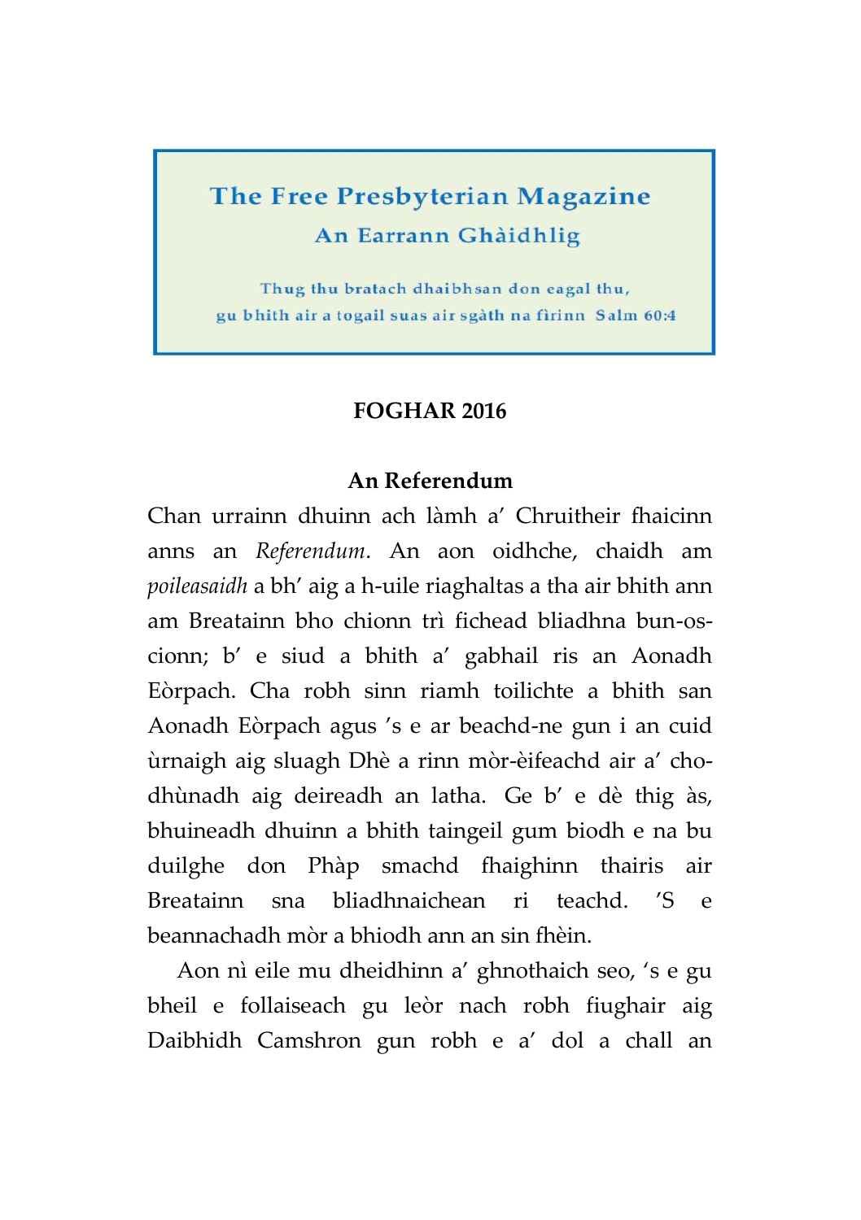# The Free Presbyterian Magazine

## An Earrann Ghàidhlig

Thug thu bratach dhaibhsan don eagal thu,
gu bhith air a togail suas air sgàth na fìrinn  Salm 60:4

**FOGHAR 2016**

### An Referendum

Chan urrainn dhuinn ach làmh a' Chruitheir fhaicinn anns an *Referendum*. An aon oidhche, chaidh am *poileasaidh* a bh' aig a h-uile riaghaltas a tha air bhith ann am Breatainn bho chionn trì fichead bliadhna bun-os-cionn; b' e siud a bhith a' gabhail ris an Aonadh Eòrpach. Cha robh sinn riamh toilichte a bhith san Aonadh Eòrpach agus 's e ar beachd-ne gun i an cuid ùrnaigh aig sluagh Dhè a rinn mòr-èifeachd air a' cho-dhùnadh aig deireadh an latha. Ge b' e dè thig às, bhuineadh dhuinn a bhith taingeil gum biodh e na bu duilghe don Phàp smachd fhaighinn thairis air Breatainn sna bliadhnaichean ri teachd. 'S e beannachadh mòr a bhiodh ann an sin fhèin.

Aon nì eile mu dheidhinn a' ghnothaich seo, 's e gu bheil e follaiseach gu leòr nach robh fiughair aig Daibhidh Camshron gun robh e a' dol a chall an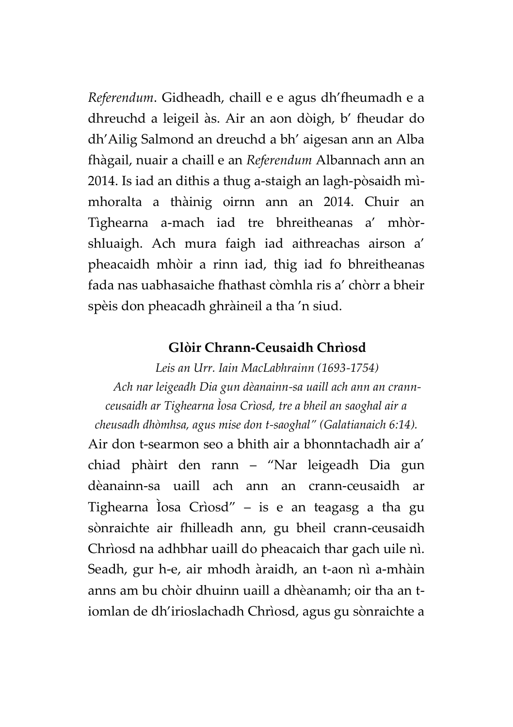*Referendum*. Gidheadh, chaill e e agus dh'fheumadh e a dhreuchd a leigeil às. Air an aon dòigh, b' fheudar do dh'Ailig Salmond an dreuchd a bh' aigesan ann an Alba fhàgail, nuair a chaill e an *Referendum* Albannach ann an 2014. Is iad an dithis a thug a-staigh an lagh-pòsaidh mì-mhoralta a thàinig oirnn ann an 2014. Chuir an Tìghearna a-mach iad tre bhreitheanas a' mhòr-shluaigh. Ach mura faigh iad aithreachas airson a' pheacaidh mhòir a rinn iad, thig iad fo bhreitheanas fada nas uabhasaiche fhathast còmhla ris a' chòrr a bheir spèis don pheacadh ghràineil a tha 'n siud.

## Glòir Chrann-Ceusaidh Chrìosd

*Leis an Urr. Iain MacLabhrainn (1693-1754)*

*Ach nar leigeadh Dia gun dèanainn-sa uaill ach ann an crann-ceusaidh ar Tighearna Ìosa Crìosd, tre a bheil an saoghal air a cheusadh dhòmhsa, agus mise don t-saoghal" (Galatianaich 6:14).*

Air don t-searmon seo a bhith air a bhonntachadh air a' chiad phàirt den rann – "Nar leigeadh Dia gun dèanainn-sa uaill ach ann an crann-ceusaidh ar Tighearna Ìosa Crìosd" – is e an teagasg a tha gu sònraichte air fhilleadh ann, gu bheil crann-ceusaidh Chrìosd na adhbhar uaill do pheacaich thar gach uile nì. Seadh, gur h-e, air mhodh àraidh, an t-aon nì a-mhàin anns am bu chòir dhuinn uaill a dhèanamh; oir tha an t-iomlan de dh'irioslachadh Chrìosd, agus gu sònraichte a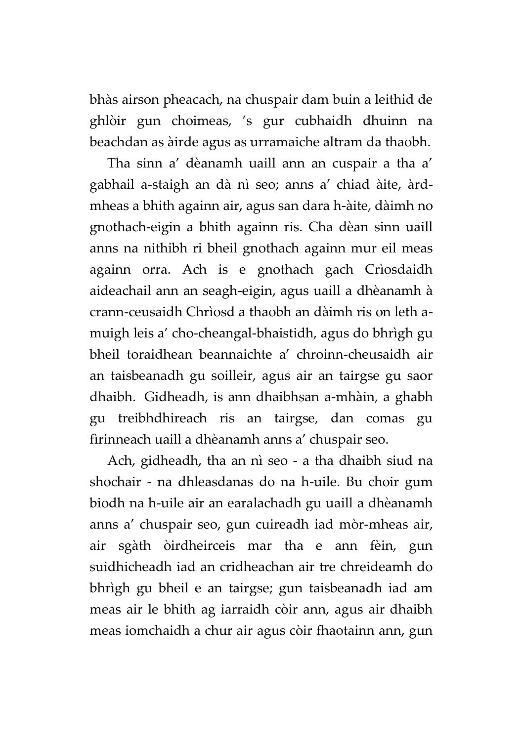bhàs airson pheacach, na chuspair dam buin a leithid de ghlòir gun choimeas, 's gur cubhaidh dhuinn na beachdan as àirde agus as urramaiche altram da thaobh.

Tha sinn a' dèanamh uaill ann an cuspair a tha a' gabhail a-staigh an dà nì seo; anns a' chiad àite, àrd-mheas a bhith againn air, agus san dara h-àite, dàimh no gnothach-eigin a bhith againn ris. Cha dèan sinn uaill anns na nithibh ri bheil gnothach againn mur eil meas againn orra. Ach is e gnothach gach Crìosdaidh aideachail ann an seagh-eigin, agus uaill a dhèanamh à crann-ceusaidh Chrìosd a thaobh an dàimh ris on leth a-muigh leis a' cho-cheangal-bhaistidh, agus do bhrìgh gu bheil toraidhean beannaichte a' chroinn-cheusaidh air an taisbeanadh gu soilleir, agus air an tairgse gu saor dhaibh. Gidheadh, is ann dhaibhsan a-mhàin, a ghabh gu treibhdhireach ris an tairgse, dan comas gu fìrinneach uaill a dhèanamh anns a' chuspair seo.

Ach, gidheadh, tha an nì seo - a tha dhaibh siud na shochair - na dhleasdanas do na h-uile. Bu choir gum biodh na h-uile air an earalachadh gu uaill a dhèanamh anns a' chuspair seo, gun cuireadh iad mòr-mheas air, air sgàth òirdheirceis mar tha e ann fèin, gun suidhicheadh iad an cridheachan air tre chreideamh do bhrìgh gu bheil e an tairgse; gun taisbeanadh iad am meas air le bhith ag iarraidh còir ann, agus air dhaibh meas iomchaidh a chur air agus còir fhaotainn ann, gun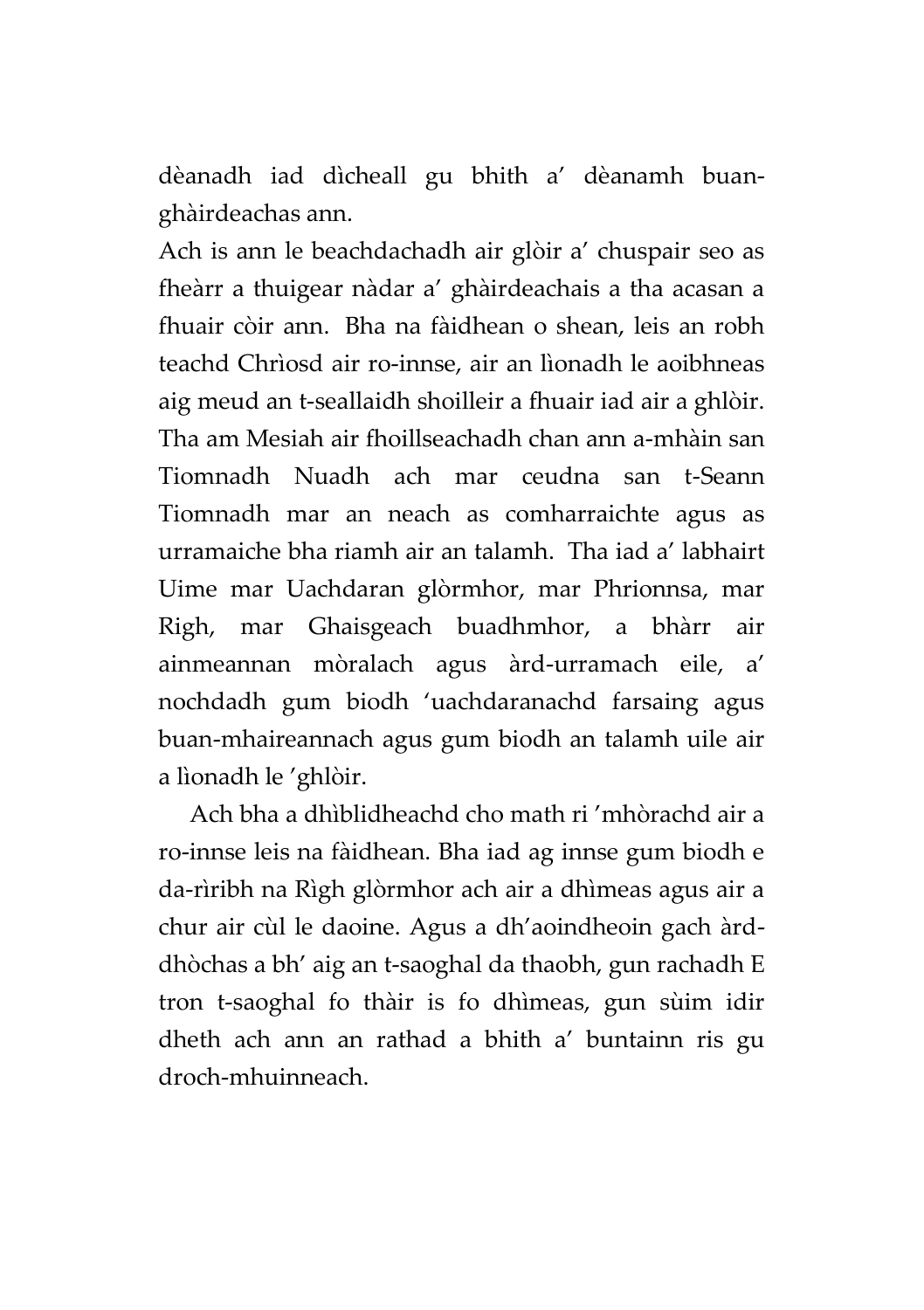dèanadh iad dìcheall gu bhith a' dèanamh buan-ghàirdeachas ann.

Ach is ann le beachdachadh air glòir a' chuspair seo as fheàrr a thuigear nàdar a' ghàirdeachais a tha acasan a fhuair còir ann. Bha na fàidhean o shean, leis an robh teachd Chrìosd air ro-innse, air an lìonadh le aoibhneas aig meud an t-seallaidh shoilleir a fhuair iad air a ghlòir. Tha am Mesiah air fhoillseachadh chan ann a-mhàin san Tiomnadh Nuadh ach mar ceudna san t-Seann Tiomnadh mar an neach as comharraichte agus as urramaiche bha riamh air an talamh. Tha iad a' labhairt Uime mar Uachdaran glòrmhor, mar Phrionnsa, mar Righ, mar Ghaisgeach buadhmhor, a bhàrr air ainmeannan mòralach agus àrd-urramach eile, a' nochdadh gum biodh 'uachdaranachd farsaing agus buan-mhaireannach agus gum biodh an talamh uile air a lìonadh le 'ghlòir.

Ach bha a dhìblidheachd cho math ri 'mhòrachd air a ro-innse leis na fàidhean. Bha iad ag innse gum biodh e da-rìribh na Rìgh glòrmhor ach air a dhìmeas agus air a chur air cùl le daoine. Agus a dh'aoindheoin gach àrd-dhòchas a bh' aig an t-saoghal da thaobh, gun rachadh E tron t-saoghal fo thàir is fo dhìmeas, gun sùim idir dheth ach ann an rathad a bhith a' buntainn ris gu droch-mhuinneach.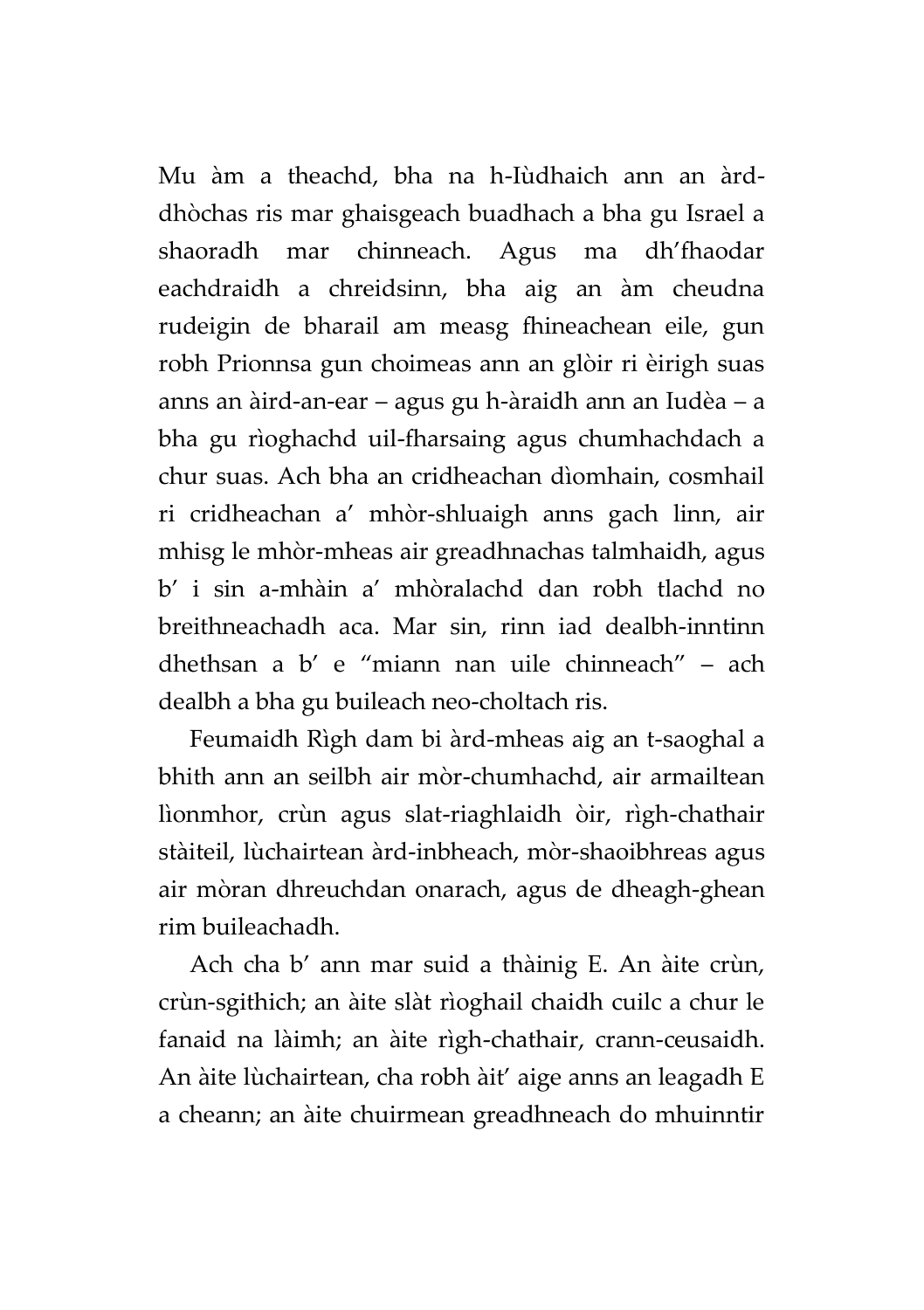Mu àm a theachd, bha na h-Iùdhaich ann an àrd-dhòchas ris mar ghaisgeach buadhach a bha gu Israel a shaoradh mar chinneach. Agus ma dh'fhaodar eachdraidh a chreidsinn, bha aig an àm cheudna rudeigin de bharail am measg fhineachean eile, gun robh Prionnsa gun choimeas ann an glòir ri èirigh suas anns an àird-an-ear – agus gu h-àraidh ann an Iudèa – a bha gu rìoghachd uil-fharsaing agus chumhachdach a chur suas. Ach bha an cridheachan dìomhain, cosmhail ri cridheachan a' mhòr-shluaigh anns gach linn, air mhisg le mhòr-mheas air greadhnachas talmhaidh, agus b' i sin a-mhàin a' mhòralachd dan robh tlachd no breithneachadh aca. Mar sin, rinn iad dealbh-inntinn dhethsan a b' e "miann nan uile chinneach" – ach dealbh a bha gu buileach neo-choltach ris.

Feumaidh Rìgh dam bi àrd-mheas aig an t-saoghal a bhith ann an seilbh air mòr-chumhachd, air armailtean lìonmhor, crùn agus slat-riaghlaidh òir, rìgh-chathair stàiteil, lùchairtean àrd-inbheach, mòr-shaoibhreas agus air mòran dhreuchdan onarach, agus de dheagh-ghean rim buileachadh.

Ach cha b' ann mar suid a thàinig E. An àite crùn, crùn-sgithich; an àite slàt rìoghail chaidh cuilc a chur le fanaid na làimh; an àite rìgh-chathair, crann-ceusaidh. An àite lùchairtean, cha robh àit' aige anns an leagadh E a cheann; an àite chuirmean greadhneach do mhuinntir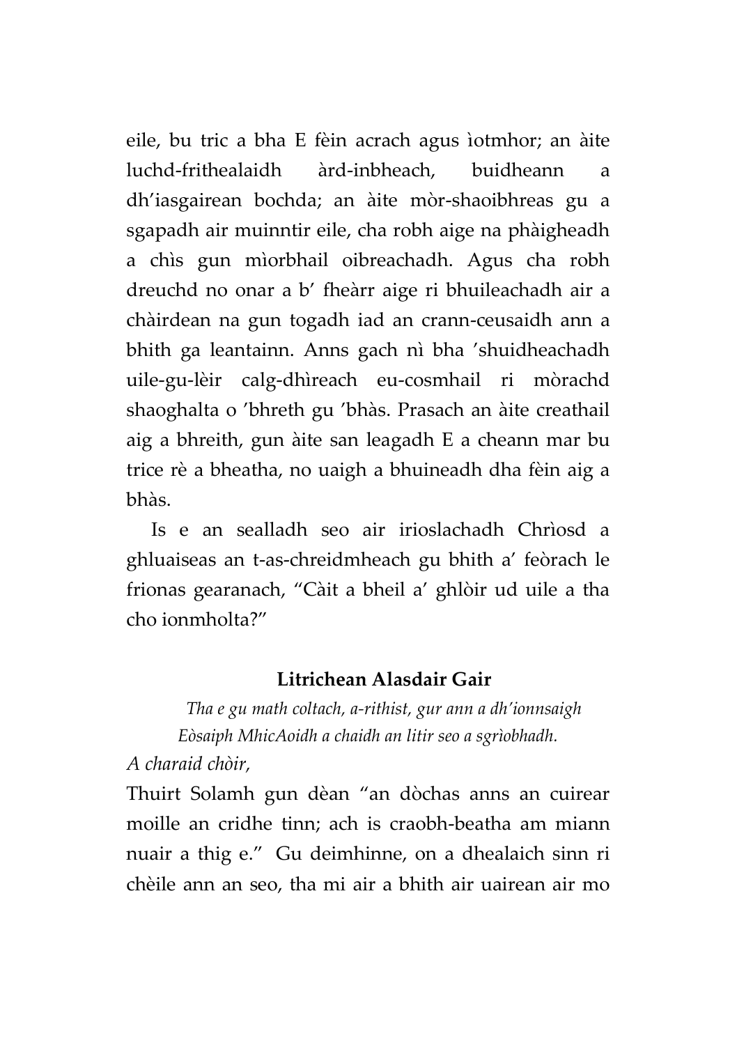eile, bu tric a bha E fèin acrach agus ìotmhor; an àite luchd-frithealaidh àrd-inbheach, buidheann a dh'iasgairean bochda; an àite mòr-shaoibhreas gu a sgapadh air muinntir eile, cha robh aige na phàigheadh a chìs gun mìorbhail oibreachadh. Agus cha robh dreuchd no onar a b' fheàrr aige ri bhuileachadh air a chàirdean na gun togadh iad an crann-ceusaidh ann a bhith ga leantainn. Anns gach nì bha 'shuidheachadh uile-gu-lèir calg-dhìreach eu-cosmhail ri mòrachd shaoghalta o 'bhreth gu 'bhàs. Prasach an àite creathail aig a bhreith, gun àite san leagadh E a cheann mar bu trice rè a bheatha, no uaigh a bhuineadh dha fèin aig a bhàs.

Is e an sealladh seo air irioslachadh Chrìosd a ghluaiseas an t-as-chreidmheach gu bhith a' feòrach le frionas gearanach, "Càit a bheil a' ghlòir ud uile a tha cho ionmholta?"

### Litrichean Alasdair Gair

*Tha e gu math coltach, a-rithist, gur ann a dh'ionnsaigh Eòsaiph MhicAoidh a chaidh an litir seo a sgrìobhadh.*

*A charaid chòir,*

Thuirt Solamh gun dèan "an dòchas anns an cuirear moille an cridhe tinn; ach is craobh-beatha am miann nuair a thig e." Gu deimhinne, on a dhealaich sinn ri chèile ann an seo, tha mi air a bhith air uairean air mo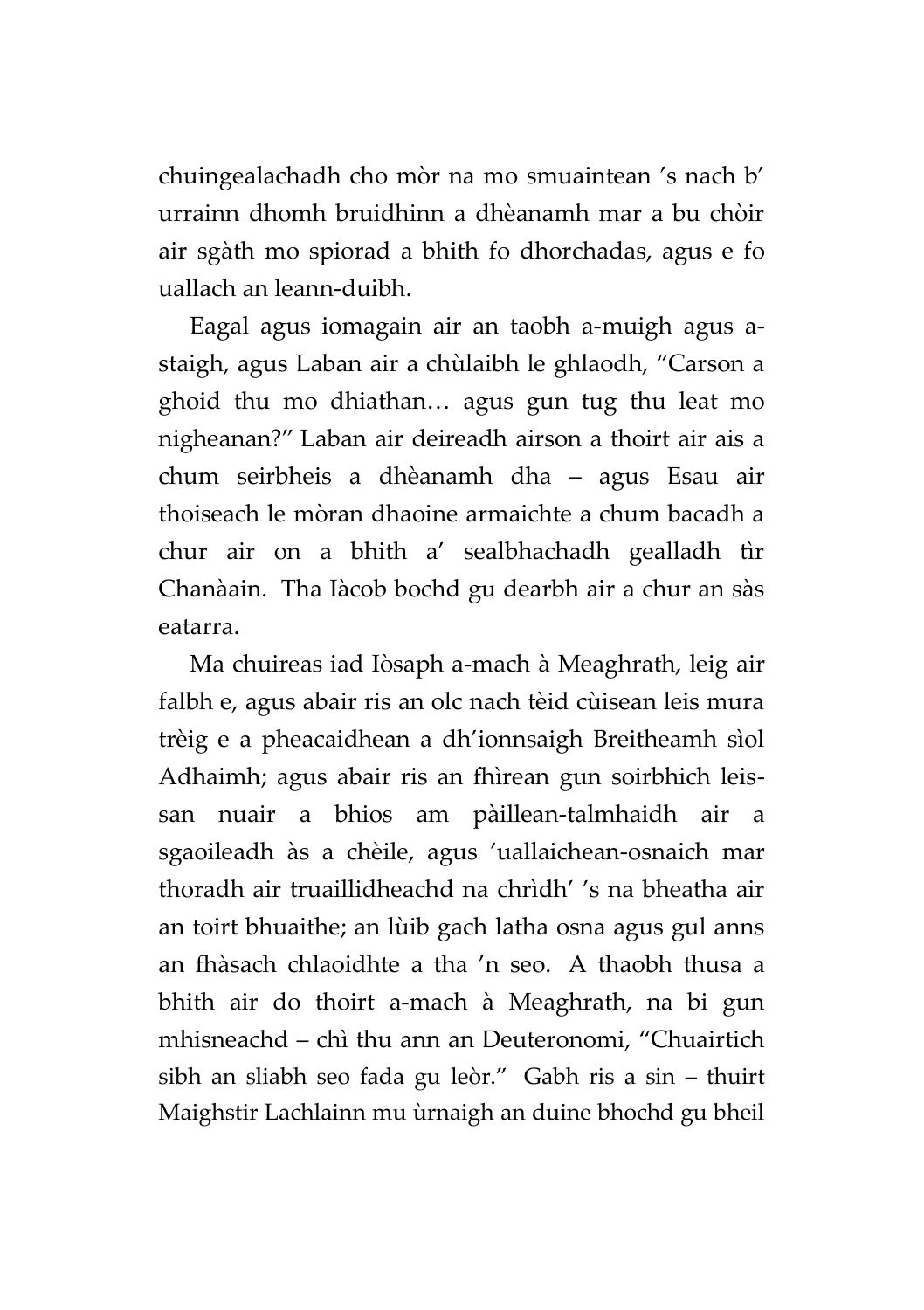chuingealachadh cho mòr na mo smuaintean 's nach b' urrainn dhomh bruidhinn a dhèanamh mar a bu chòir air sgàth mo spiorad a bhith fo dhorchadas, agus e fo uallach an leann-duibh.

Eagal agus iomagain air an taobh a-muigh agus a-staigh, agus Laban air a chùlaibh le ghlaodh, "Carson a ghoid thu mo dhiathan… agus gun tug thu leat mo nigheanan?" Laban air deireadh airson a thoirt air ais a chum seirbheis a dhèanamh dha – agus Esau air thoiseach le mòran dhaoine armaichte a chum bacadh a chur air on a bhith a' sealbhachadh gealladh tìr Chanàain. Tha Iàcob bochd gu dearbh air a chur an sàs eatarra.

Ma chuireas iad Iòsaph a-mach à Meaghrath, leig air falbh e, agus abair ris an olc nach tèid cùisean leis mura trèig e a pheacaidhean a dh'ionnsaigh Breitheamh sìol Adhaimh; agus abair ris an fhìrean gun soirbhich leis-san nuair a bhios am pàillean-talmhaidh air a sgaoileadh às a chèile, agus 'uallaichean-osnaich mar thoradh air truaillidheachd na chrìdh' 's na bheatha air an toirt bhuaithe; an lùib gach latha osna agus gul anns an fhàsach chlaoidhte a tha 'n seo. A thaobh thusa a bhith air do thoirt a-mach à Meaghrath, na bi gun mhisneachd – chì thu ann an Deuteronomi, "Chuairtich sibh an sliabh seo fada gu leòr." Gabh ris a sin – thuirt Maighstir Lachlainn mu ùrnaigh an duine bhochd gu bheil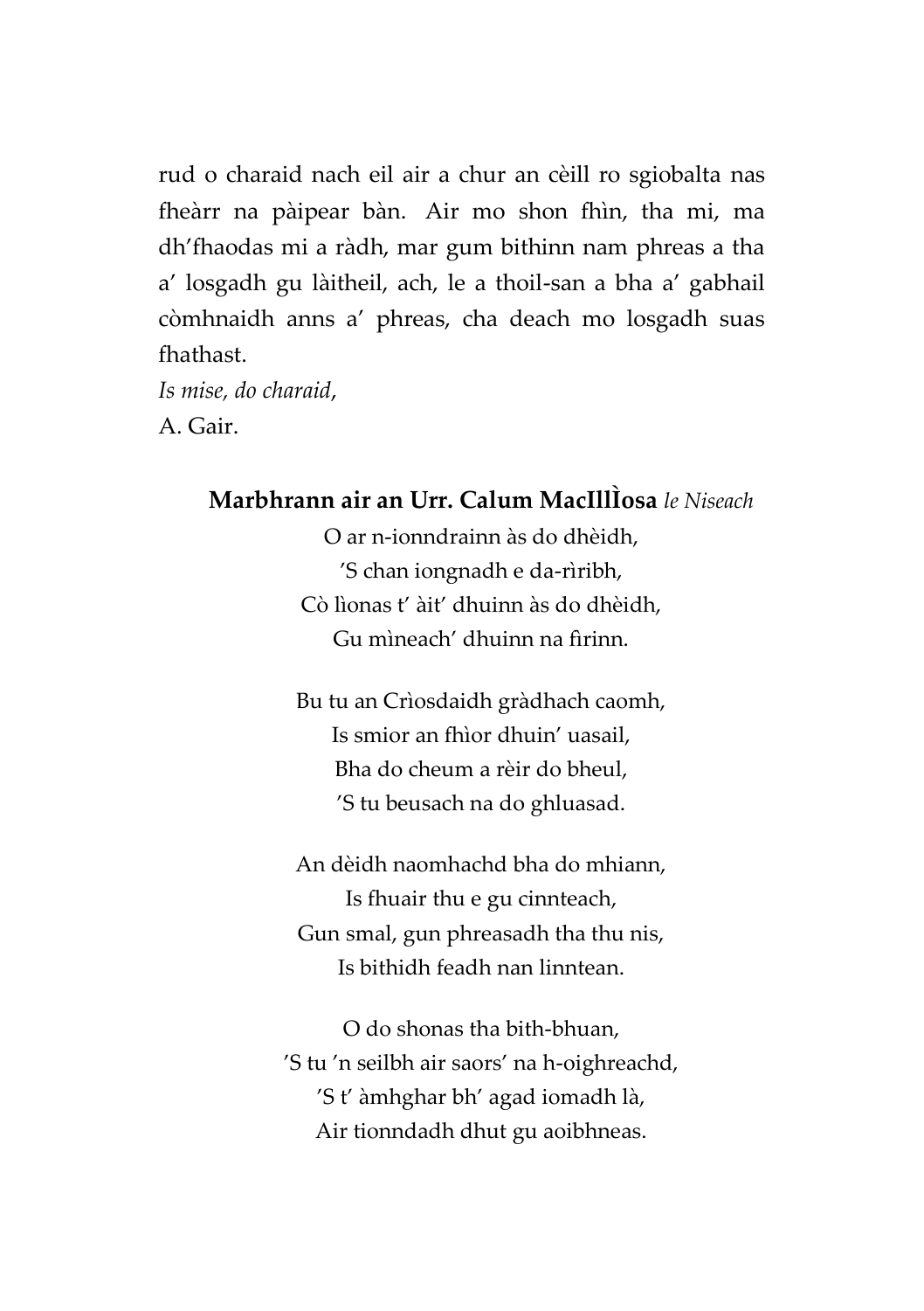rud o charaid nach eil air a chur an cèill ro sgiobalta nas fheàrr na pàipear bàn. Air mo shon fhìn, tha mi, ma dh'fhaodas mi a ràdh, mar gum bithinn nam phreas a tha a' losgadh gu làitheil, ach, le a thoil-san a bha a' gabhail còmhnaidh anns a' phreas, cha deach mo losgadh suas fhathast.

*Is mise, do charaid*,
A. Gair.

### **Marbhrann air an Urr. Calum MacIllÌosa** *le Niseach*

O ar n-ionndrainn às do dhèidh,
'S chan iongnadh e da-rìribh,
Cò lìonas t' àit' dhuinn às do dhèidh,
Gu mìneach' dhuinn na fìrinn.

Bu tu an Crìosdaidh gràdhach caomh,
Is smior an fhìor dhuin' uasail,
Bha do cheum a rèir do bheul,
'S tu beusach na do ghluasad.

An dèidh naomhachd bha do mhiann,
Is fhuair thu e gu cinnteach,
Gun smal, gun phreasadh tha thu nis,
Is bithidh feadh nan linntean.

O do shonas tha bith-bhuan,
'S tu 'n seilbh air saors' na h-oighreachd,
'S t' àmhghar bh' agad iomadh là,
Air tionndadh dhut gu aoibhneas.